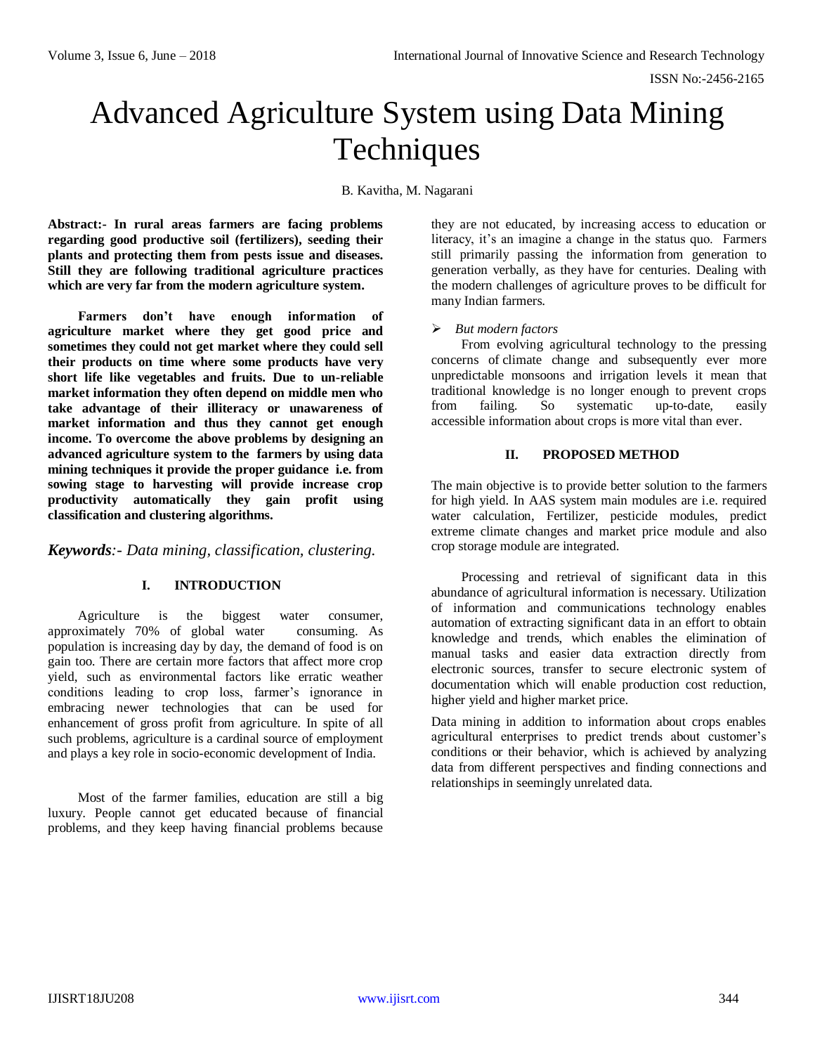# Advanced Agriculture System using Data Mining Techniques

B. Kavitha, M. Nagarani

**Abstract:- In rural areas farmers are facing problems regarding good productive soil (fertilizers), seeding their plants and protecting them from pests issue and diseases. Still they are following traditional agriculture practices which are very far from the modern agriculture system.**

**Farmers don't have enough information of agriculture market where they get good price and sometimes they could not get market where they could sell their products on time where some products have very short life like vegetables and fruits. Due to un-reliable market information they often depend on middle men who take advantage of their illiteracy or unawareness of market information and thus they cannot get enough income. To overcome the above problems by designing an advanced agriculture system to the farmers by using data mining techniques it provide the proper guidance i.e. from sowing stage to harvesting will provide increase crop productivity automatically they gain profit using classification and clustering algorithms.**

***Keywords**:- Data mining, classification, clustering.*

## I. INTRODUCTION

Agriculture is the biggest water consumer, approximately 70% of global water consuming. As population is increasing day by day, the demand of food is on gain too. There are certain more factors that affect more crop yield, such as environmental factors like erratic weather conditions leading to crop loss, farmer's ignorance in embracing newer technologies that can be used for enhancement of gross profit from agriculture. In spite of all such problems, agriculture is a cardinal source of employment and plays a key role in socio-economic development of India.

Most of the farmer families, education are still a big luxury. People cannot get educated because of financial problems, and they keep having financial problems because they are not educated, by increasing access to education or literacy, it's an imagine a change in the status quo. Farmers still primarily passing the information from generation to generation verbally, as they have for centuries. Dealing with the modern challenges of agriculture proves to be difficult for many Indian farmers.

- *But modern factors*

From evolving agricultural technology to the pressing concerns of climate change and subsequently ever more unpredictable monsoons and irrigation levels it mean that traditional knowledge is no longer enough to prevent crops from failing. So systematic up-to-date, easily accessible information about crops is more vital than ever.

## II. PROPOSED METHOD

The main objective is to provide better solution to the farmers for high yield. In AAS system main modules are i.e. required water calculation, Fertilizer, pesticide modules, predict extreme climate changes and market price module and also crop storage module are integrated.

Processing and retrieval of significant data in this abundance of agricultural information is necessary. Utilization of information and communications technology enables automation of extracting significant data in an effort to obtain knowledge and trends, which enables the elimination of manual tasks and easier data extraction directly from electronic sources, transfer to secure electronic system of documentation which will enable production cost reduction, higher yield and higher market price.

Data mining in addition to information about crops enables agricultural enterprises to predict trends about customer's conditions or their behavior, which is achieved by analyzing data from different perspectives and finding connections and relationships in seemingly unrelated data.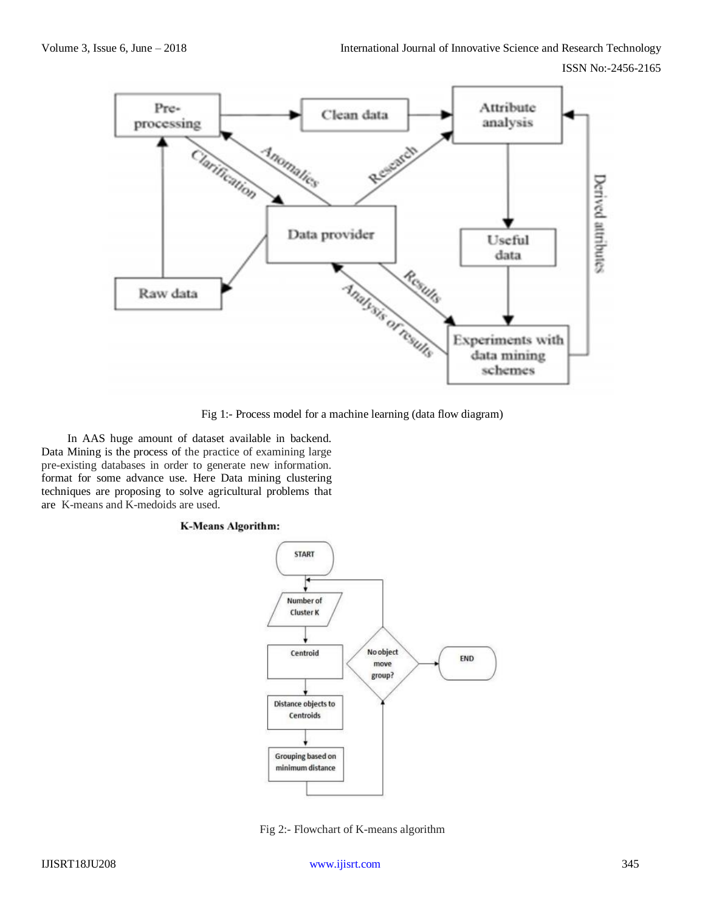Fig 1:- Process model for a machine learning (data flow diagram)

In AAS huge amount of dataset available in backend. Data Mining is the process of the practice of examining large pre-existing databases in order to generate new information. format for some advance use. Here Data mining clustering techniques are proposing to solve agricultural problems that are K-means and K-medoids are used.

**K-Means Algorithm:**

Fig 2:- Flowchart of K-means algorithm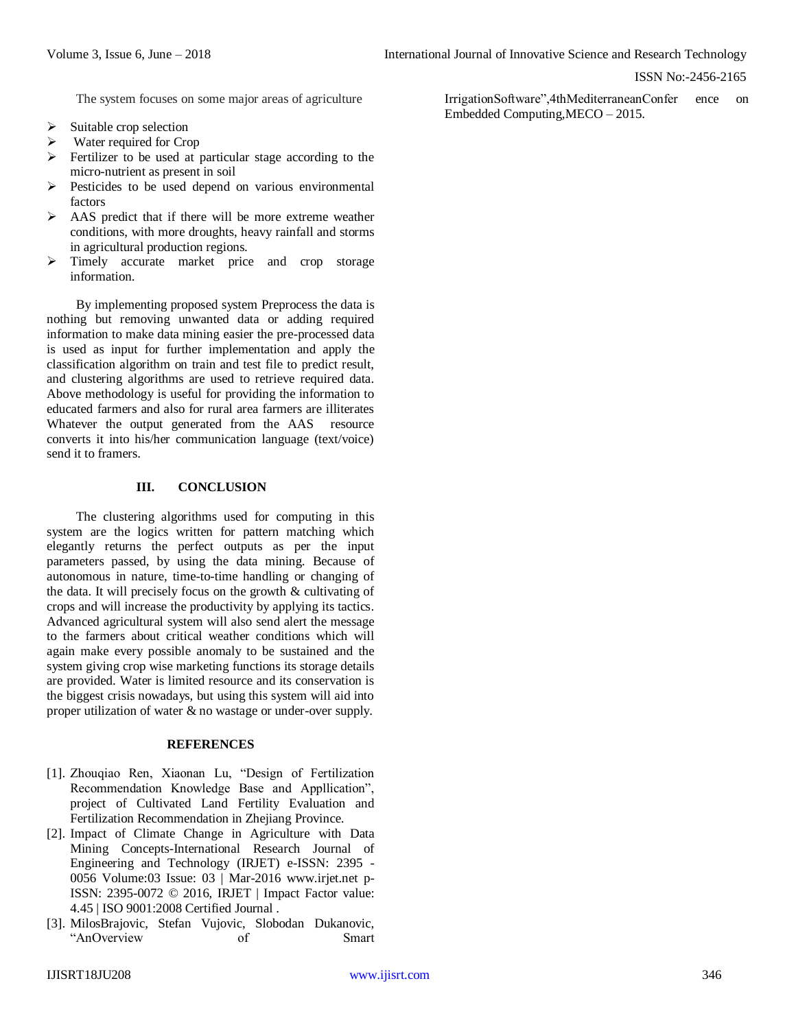The system focuses on some major areas of agriculture

- Suitable crop selection
- Water required for Crop
- Fertilizer to be used at particular stage according to the micro-nutrient as present in soil
- Pesticides to be used depend on various environmental factors
- AAS predict that if there will be more extreme weather conditions, with more droughts, heavy rainfall and storms in agricultural production regions.
- Timely accurate market price and crop storage information.

By implementing proposed system Preprocess the data is nothing but removing unwanted data or adding required information to make data mining easier the pre-processed data is used as input for further implementation and apply the classification algorithm on train and test file to predict result, and clustering algorithms are used to retrieve required data. Above methodology is useful for providing the information to educated farmers and also for rural area farmers are illiterates Whatever the output generated from the AAS resource converts it into his/her communication language (text/voice) send it to framers.

## III. CONCLUSION

The clustering algorithms used for computing in this system are the logics written for pattern matching which elegantly returns the perfect outputs as per the input parameters passed, by using the data mining. Because of autonomous in nature, time-to-time handling or changing of the data. It will precisely focus on the growth & cultivating of crops and will increase the productivity by applying its tactics. Advanced agricultural system will also send alert the message to the farmers about critical weather conditions which will again make every possible anomaly to be sustained and the system giving crop wise marketing functions its storage details are provided. Water is limited resource and its conservation is the biggest crisis nowadays, but using this system will aid into proper utilization of water & no wastage or under-over supply.

## REFERENCES

[1]. Zhouqiao Ren, Xiaonan Lu, "Design of Fertilization Recommendation Knowledge Base and Appllication", project of Cultivated Land Fertility Evaluation and Fertilization Recommendation in Zhejiang Province.

[2]. Impact of Climate Change in Agriculture with Data Mining Concepts-International Research Journal of Engineering and Technology (IRJET) e-ISSN: 2395 -0056 Volume:03 Issue: 03 | Mar-2016 www.irjet.net p-ISSN: 2395-0072 © 2016, IRJET | Impact Factor value: 4.45 | ISO 9001:2008 Certified Journal .

[3]. MilosBrajovic, Stefan Vujovic, Slobodan Dukanovic, "AnOverview of Smart IrrigationSoftware",4thMediterraneanConfer ence on Embedded Computing,MECO – 2015.